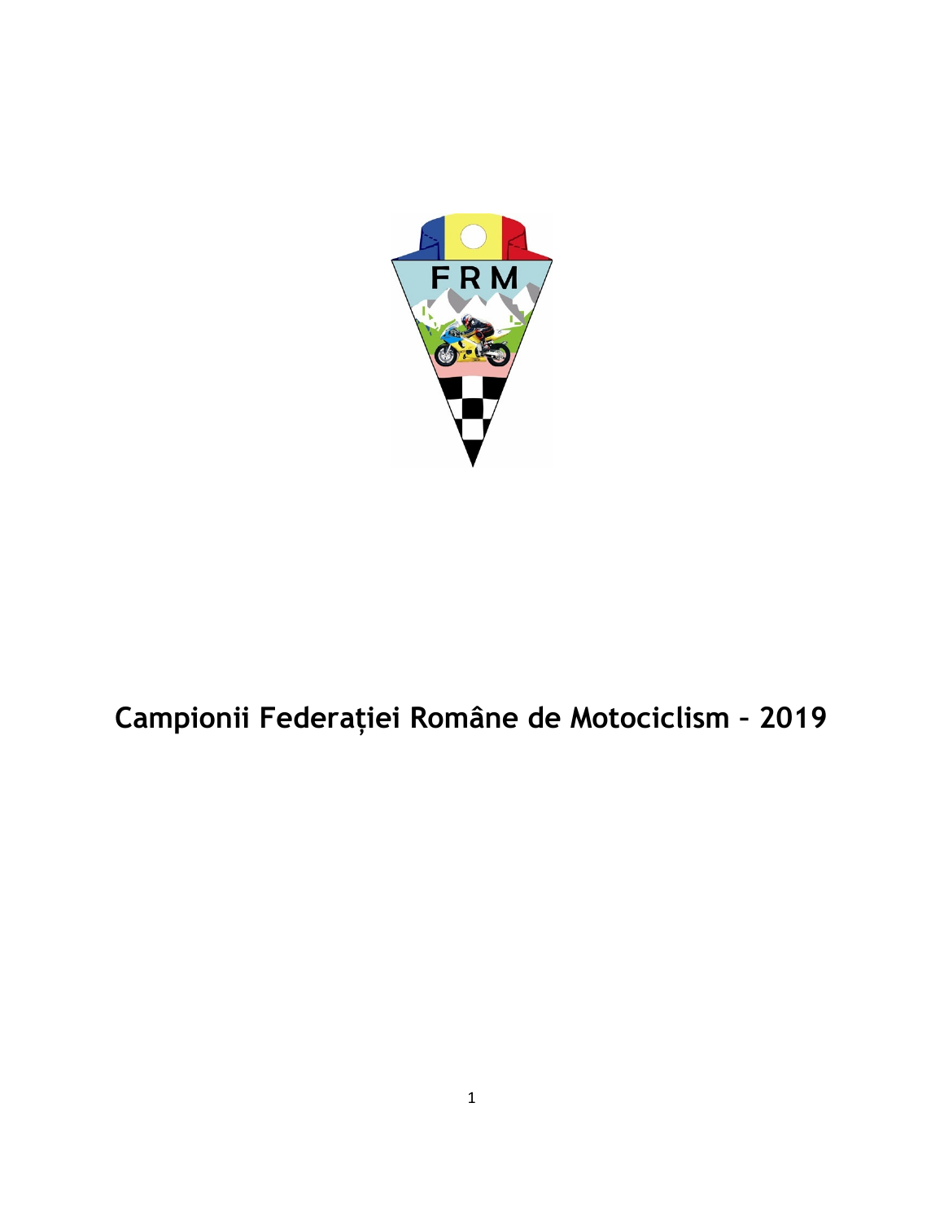# Campionii Federației Române de Motociclism – 2019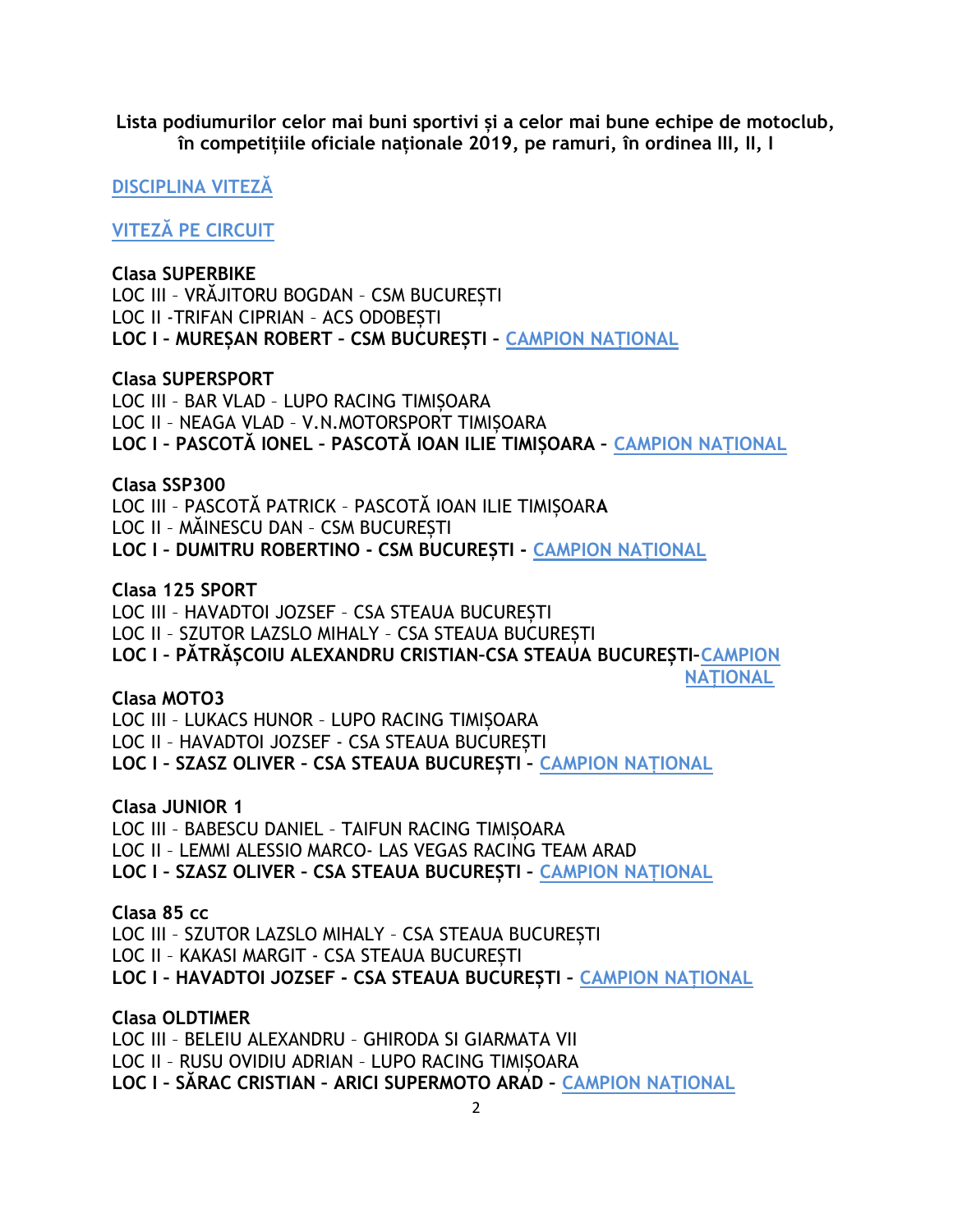**Lista podiumurilor celor mai buni sportivi și a celor mai bune echipe de motoclub, în competițiile oficiale naționale 2019, pe ramuri, în ordinea III, II, I**

## DISCIPLINA VITEZĂ

### VITEZĂ PE CIRCUIT

**Clasa SUPERBIKE**
LOC III – VRĂJITORU BOGDAN – CSM BUCUREȘTI
LOC II -TRIFAN CIPRIAN – ACS ODOBEȘTI
**LOC I – MUREȘAN ROBERT – CSM BUCUREȘTI –** CAMPION NAȚIONAL

**Clasa SUPERSPORT**
LOC III – BAR VLAD – LUPO RACING TIMIȘOARA
LOC II – NEAGA VLAD – V.N.MOTORSPORT TIMIȘOARA
**LOC I – PASCOTĂ IONEL – PASCOTĂ IOAN ILIE TIMIȘOARA –** CAMPION NAȚIONAL

**Clasa SSP300**
LOC III – PASCOTĂ PATRICK – PASCOTĂ IOAN ILIE TIMIȘOARA
LOC II – MĂINESCU DAN – CSM BUCUREȘTI
**LOC I – DUMITRU ROBERTINO - CSM BUCUREȘTI -** CAMPION NAȚIONAL

**Clasa 125 SPORT**
LOC III – HAVADTOI JOZSEF – CSA STEAUA BUCUREȘTI
LOC II – SZUTOR LAZSLO MIHALY – CSA STEAUA BUCUREȘTI
**LOC I – PĂTRĂȘCOIU ALEXANDRU CRISTIAN–CSA STEAUA BUCUREȘTI-**CAMPION NAȚIONAL

**Clasa MOTO3**
LOC III – LUKACS HUNOR – LUPO RACING TIMIȘOARA
LOC II – HAVADTOI JOZSEF - CSA STEAUA BUCUREȘTI
**LOC I – SZASZ OLIVER – CSA STEAUA BUCUREȘTI –** CAMPION NAȚIONAL

**Clasa JUNIOR 1**
LOC III – BABESCU DANIEL – TAIFUN RACING TIMIȘOARA
LOC II – LEMMI ALESSIO MARCO- LAS VEGAS RACING TEAM ARAD
**LOC I – SZASZ OLIVER – CSA STEAUA BUCUREȘTI –** CAMPION NAȚIONAL

**Clasa 85 cc**
LOC III – SZUTOR LAZSLO MIHALY – CSA STEAUA BUCUREȘTI
LOC II – KAKASI MARGIT - CSA STEAUA BUCUREȘTI
**LOC I – HAVADTOI JOZSEF - CSA STEAUA BUCUREȘTI –** CAMPION NAȚIONAL

**Clasa OLDTIMER**
LOC III – BELEIU ALEXANDRU – GHIRODA SI GIARMATA VII
LOC II – RUSU OVIDIU ADRIAN – LUPO RACING TIMIȘOARA
**LOC I – SĂRAC CRISTIAN – ARICI SUPERMOTO ARAD –** CAMPION NAȚIONAL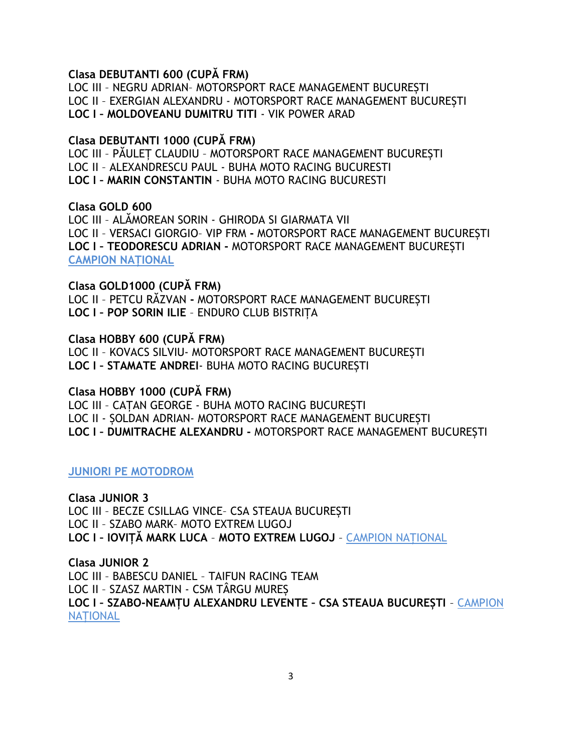**Clasa DEBUTANTI 600 (CUPĂ FRM)**
LOC III – NEGRU ADRIAN– MOTORSPORT RACE MANAGEMENT BUCUREȘTI
LOC II – EXERGIAN ALEXANDRU - MOTORSPORT RACE MANAGEMENT BUCUREȘTI
**LOC I – MOLDOVEANU DUMITRU TITI** - VIK POWER ARAD

**Clasa DEBUTANTI 1000 (CUPĂ FRM)**
LOC III – PĂULEȚ CLAUDIU – MOTORSPORT RACE MANAGEMENT BUCUREȘTI
LOC II – ALEXANDRESCU PAUL - BUHA MOTO RACING BUCURESTI
**LOC I – MARIN CONSTANTIN** - BUHA MOTO RACING BUCURESTI

**Clasa GOLD 600**
LOC III – ALĂMOREAN SORIN - GHIRODA SI GIARMATA VII
LOC II – VERSACI GIORGIO– VIP FRM **-** MOTORSPORT RACE MANAGEMENT BUCUREȘTI
**LOC I – TEODORESCU ADRIAN -** MOTORSPORT RACE MANAGEMENT BUCUREȘTI
**CAMPION NAȚIONAL**

**Clasa GOLD1000 (CUPĂ FRM)**
LOC II – PETCU RĂZVAN **-** MOTORSPORT RACE MANAGEMENT BUCUREȘTI
**LOC I – POP SORIN ILIE** – ENDURO CLUB BISTRIȚA

**Clasa HOBBY 600 (CUPĂ FRM)**
LOC II – KOVACS SILVIU- MOTORSPORT RACE MANAGEMENT BUCUREȘTI
**LOC I – STAMATE ANDREI**- BUHA MOTO RACING BUCUREȘTI

**Clasa HOBBY 1000 (CUPĂ FRM)**
LOC III – CAȚAN GEORGE - BUHA MOTO RACING BUCUREȘTI
LOC II - ȘOLDAN ADRIAN- MOTORSPORT RACE MANAGEMENT BUCUREȘTI
**LOC I – DUMITRACHE ALEXANDRU -** MOTORSPORT RACE MANAGEMENT BUCUREȘTI

**JUNIORI PE MOTODROM**

**Clasa JUNIOR 3**
LOC III – BECZE CSILLAG VINCE– CSA STEAUA BUCUREȘTI
LOC II – SZABO MARK– MOTO EXTREM LUGOJ
**LOC I – IOVIȚĂ MARK LUCA** – **MOTO EXTREM LUGOJ** – CAMPION NAȚIONAL

**Clasa JUNIOR 2**
LOC III – BABESCU DANIEL – TAIFUN RACING TEAM
LOC II – SZASZ MARTIN - CSM TÂRGU MUREȘ
**LOC I – SZABO-NEAMȚU ALEXANDRU LEVENTE – CSA STEAUA BUCUREȘTI** – CAMPION NAȚIONAL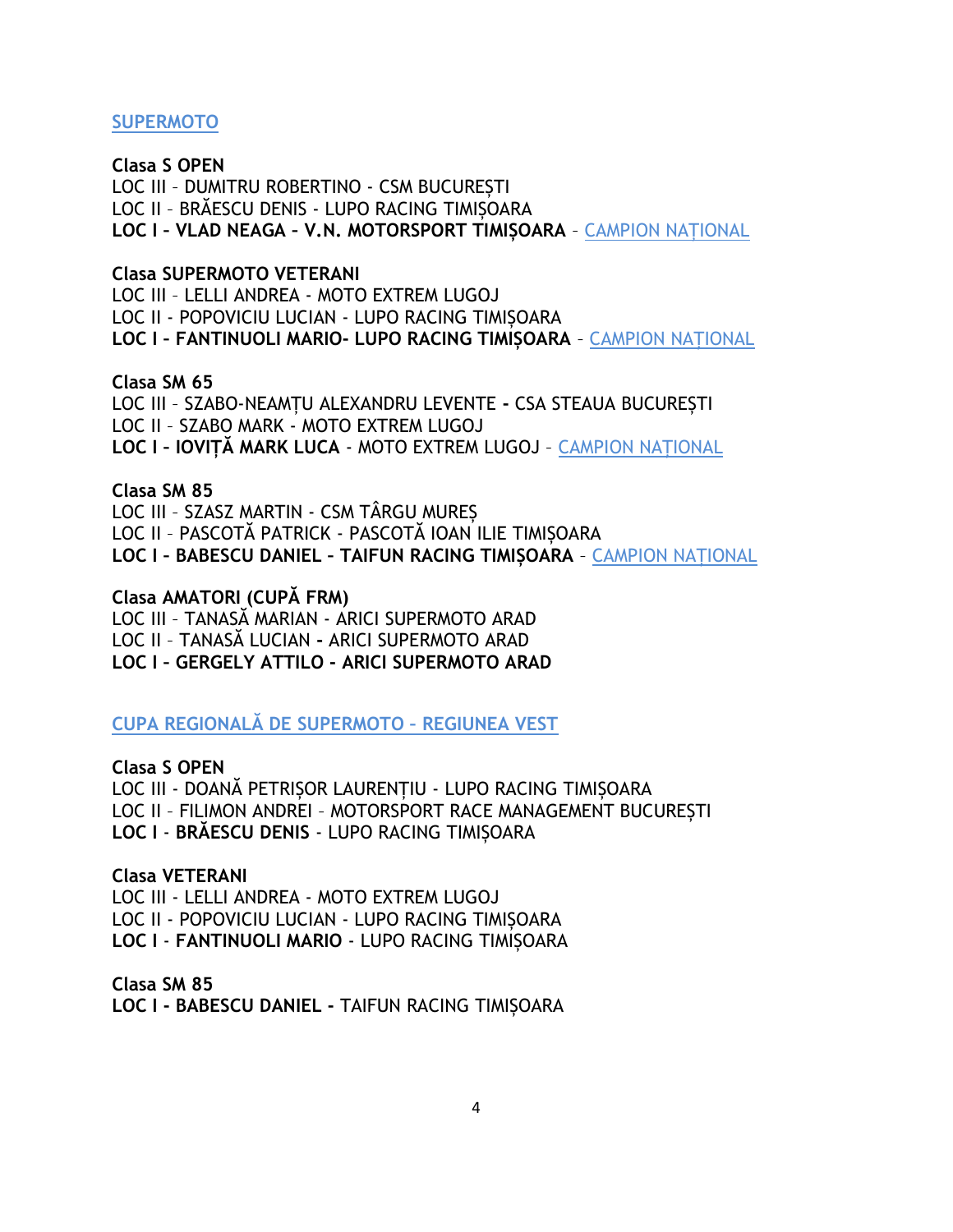## SUPERMOTO

**Clasa S OPEN**
LOC III – DUMITRU ROBERTINO - CSM BUCUREȘTI
LOC II – BRĂESCU DENIS - LUPO RACING TIMIȘOARA
**LOC I – VLAD NEAGA – V.N. MOTORSPORT TIMIȘOARA** – CAMPION NAȚIONAL

**Clasa SUPERMOTO VETERANI**
LOC III – LELLI ANDREA - MOTO EXTREM LUGOJ
LOC II - POPOVICIU LUCIAN - LUPO RACING TIMIȘOARA
**LOC I – FANTINUOLI MARIO- LUPO RACING TIMIȘOARA** – CAMPION NAȚIONAL

**Clasa SM 65**
LOC III – SZABO-NEAMȚU ALEXANDRU LEVENTE **-** CSA STEAUA BUCUREȘTI
LOC II – SZABO MARK - MOTO EXTREM LUGOJ
**LOC I – IOVIȚĂ MARK LUCA** - MOTO EXTREM LUGOJ – CAMPION NAȚIONAL

**Clasa SM 85**
LOC III – SZASZ MARTIN - CSM TÂRGU MUREȘ
LOC II – PASCOTĂ PATRICK - PASCOTĂ IOAN ILIE TIMIȘOARA
**LOC I – BABESCU DANIEL – TAIFUN RACING TIMIȘOARA** – CAMPION NAȚIONAL

**Clasa AMATORI (CUPĂ FRM)**
LOC III – TANASĂ MARIAN - ARICI SUPERMOTO ARAD
LOC II – TANASĂ LUCIAN **-** ARICI SUPERMOTO ARAD
**LOC I – GERGELY ATTILO - ARICI SUPERMOTO ARAD**

## CUPA REGIONALĂ DE SUPERMOTO – REGIUNEA VEST

**Clasa S OPEN**
LOC III - DOANĂ PETRIȘOR LAURENȚIU - LUPO RACING TIMIȘOARA
LOC II – FILIMON ANDREI – MOTORSPORT RACE MANAGEMENT BUCUREȘTI
**LOC I** - **BRĂESCU DENIS** - LUPO RACING TIMIȘOARA

**Clasa VETERANI**
LOC III - LELLI ANDREA - MOTO EXTREM LUGOJ
LOC II - POPOVICIU LUCIAN - LUPO RACING TIMIȘOARA
**LOC I** - **FANTINUOLI MARIO** - LUPO RACING TIMIȘOARA

**Clasa SM 85**
**LOC I - BABESCU DANIEL -** TAIFUN RACING TIMIȘOARA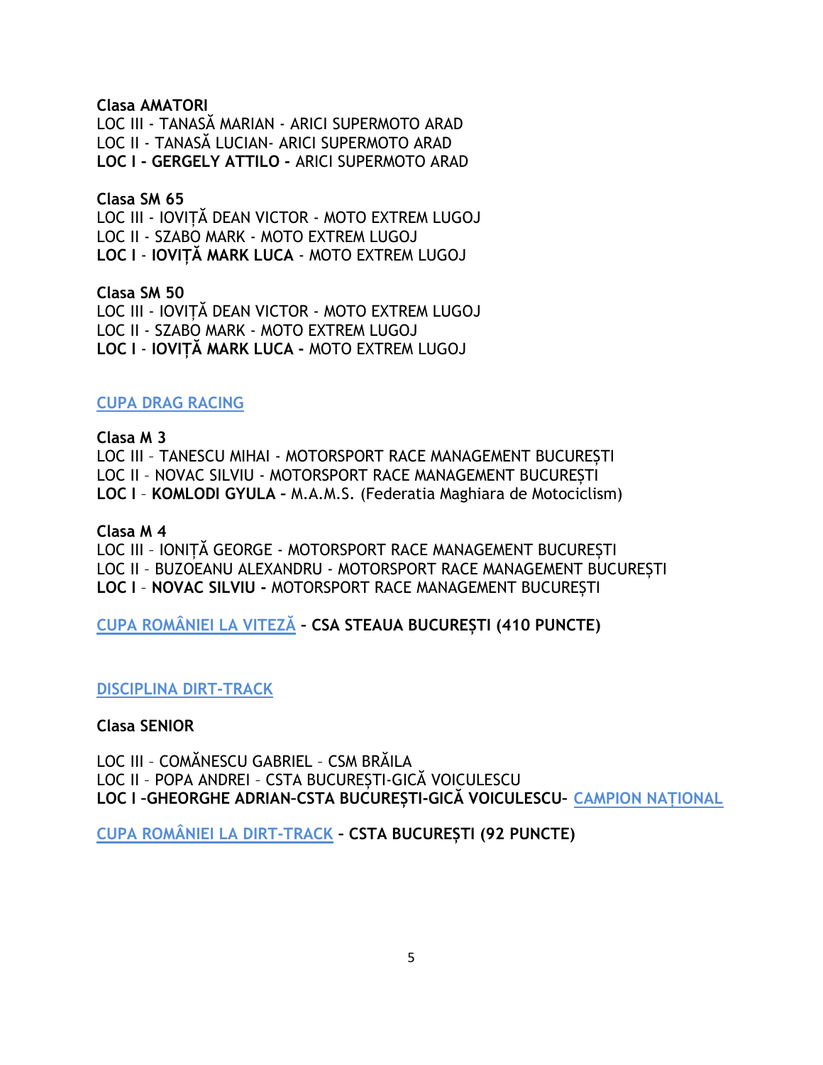**Clasa AMATORI**
LOC III - TANASĂ MARIAN - ARICI SUPERMOTO ARAD
LOC II - TANASĂ LUCIAN- ARICI SUPERMOTO ARAD
**LOC I - GERGELY ATTILO -** ARICI SUPERMOTO ARAD

**Clasa SM 65**
LOC III - IOVIȚĂ DEAN VICTOR - MOTO EXTREM LUGOJ
LOC II - SZABO MARK - MOTO EXTREM LUGOJ
**LOC I** - **IOVIȚĂ MARK LUCA** - MOTO EXTREM LUGOJ

**Clasa SM 50**
LOC III - IOVIȚĂ DEAN VICTOR - MOTO EXTREM LUGOJ
LOC II - SZABO MARK - MOTO EXTREM LUGOJ
**LOC I** - **IOVIȚĂ MARK LUCA -** MOTO EXTREM LUGOJ

## CUPA DRAG RACING

**Clasa M 3**
LOC III – TANESCU MIHAI - MOTORSPORT RACE MANAGEMENT BUCUREȘTI
LOC II – NOVAC SILVIU - MOTORSPORT RACE MANAGEMENT BUCUREȘTI
**LOC I** – **KOMLODI GYULA –** M.A.M.S. (Federatia Maghiara de Motociclism)

**Clasa M 4**
LOC III – IONIȚĂ GEORGE - MOTORSPORT RACE MANAGEMENT BUCUREȘTI
LOC II – BUZOEANU ALEXANDRU - MOTORSPORT RACE MANAGEMENT BUCUREȘTI
**LOC I** – **NOVAC SILVIU -** MOTORSPORT RACE MANAGEMENT BUCUREȘTI

CUPA ROMÂNIEI LA VITEZĂ **– CSA STEAUA BUCUREȘTI (410 PUNCTE)**

## DISCIPLINA DIRT-TRACK

**Clasa SENIOR**

LOC III – COMĂNESCU GABRIEL – CSM BRĂILA
LOC II – POPA ANDREI – CSTA BUCUREȘTI-GICĂ VOICULESCU
**LOC I –GHEORGHE ADRIAN-CSTA BUCUREȘTI-GICĂ VOICULESCU-** CAMPION NAȚIONAL

CUPA ROMÂNIEI LA DIRT-TRACK **– CSTA BUCUREȘTI (92 PUNCTE)**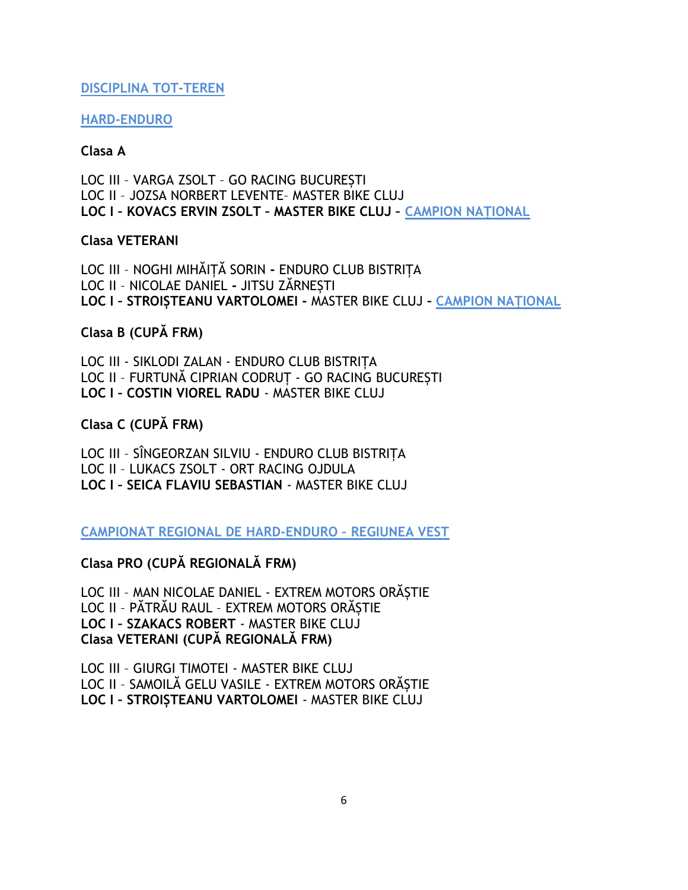## DISCIPLINA TOT-TEREN

### HARD-ENDURO

**Clasa A**

LOC III – VARGA ZSOLT – GO RACING BUCUREȘTI
LOC II – JOZSA NORBERT LEVENTE– MASTER BIKE CLUJ
**LOC I – KOVACS ERVIN ZSOLT – MASTER BIKE CLUJ –** CAMPION NAȚIONAL

**Clasa VETERANI**

LOC III – NOGHI MIHĂIȚĂ SORIN **-** ENDURO CLUB BISTRIȚA
LOC II – NICOLAE DANIEL **-** JITSU ZĂRNEȘTI
**LOC I – STROIȘTEANU VARTOLOMEI -** MASTER BIKE CLUJ **–** CAMPION NAȚIONAL

**Clasa B (CUPĂ FRM)**

LOC III - SIKLODI ZALAN - ENDURO CLUB BISTRIȚA
LOC II – FURTUNĂ CIPRIAN CODRUȚ - GO RACING BUCUREȘTI
**LOC I – COSTIN VIOREL RADU** - MASTER BIKE CLUJ

**Clasa C (CUPĂ FRM)**

LOC III – SÎNGEORZAN SILVIU - ENDURO CLUB BISTRIȚA
LOC II – LUKACS ZSOLT - ORT RACING OJDULA
**LOC I – SEICA FLAVIU SEBASTIAN** - MASTER BIKE CLUJ

### CAMPIONAT REGIONAL DE HARD-ENDURO – REGIUNEA VEST

**Clasa PRO (CUPĂ REGIONALĂ FRM)**

LOC III – MAN NICOLAE DANIEL - EXTREM MOTORS ORĂȘTIE
LOC II – PĂTRĂU RAUL – EXTREM MOTORS ORĂȘTIE
**LOC I – SZAKACS ROBERT** - MASTER BIKE CLUJ

**Clasa VETERANI (CUPĂ REGIONALĂ FRM)**

LOC III – GIURGI TIMOTEI - MASTER BIKE CLUJ
LOC II – SAMOILĂ GELU VASILE - EXTREM MOTORS ORĂȘTIE
**LOC I – STROIȘTEANU VARTOLOMEI** - MASTER BIKE CLUJ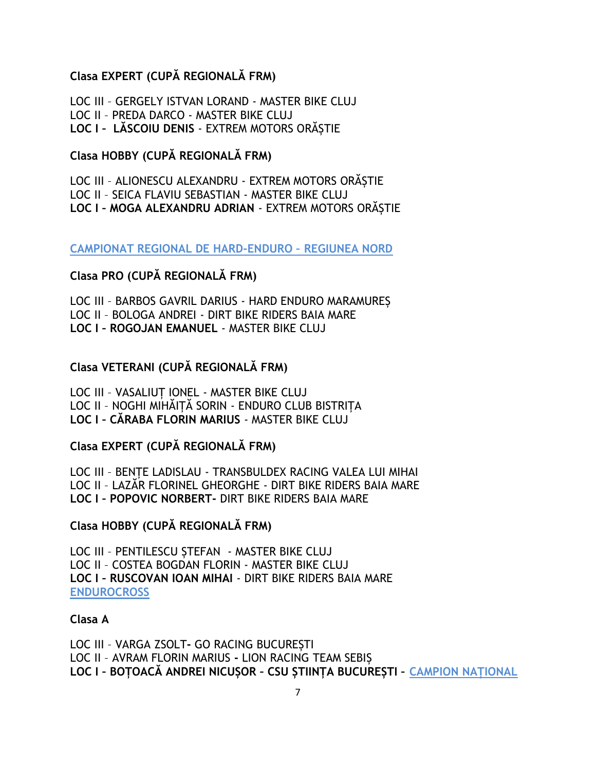**Clasa EXPERT (CUPĂ REGIONALĂ FRM)**

LOC III – GERGELY ISTVAN LORAND - MASTER BIKE CLUJ
LOC II – PREDA DARCO - MASTER BIKE CLUJ
**LOC I – LĂSCOIU DENIS** - EXTREM MOTORS ORĂȘTIE

**Clasa HOBBY (CUPĂ REGIONALĂ FRM)**

LOC III – ALIONESCU ALEXANDRU - EXTREM MOTORS ORĂȘTIE
LOC II – SEICA FLAVIU SEBASTIAN - MASTER BIKE CLUJ
**LOC I – MOGA ALEXANDRU ADRIAN** - EXTREM MOTORS ORĂȘTIE

**CAMPIONAT REGIONAL DE HARD-ENDURO – REGIUNEA NORD**

**Clasa PRO (CUPĂ REGIONALĂ FRM)**

LOC III – BARBOS GAVRIL DARIUS - HARD ENDURO MARAMUREȘ
LOC II – BOLOGA ANDREI - DIRT BIKE RIDERS BAIA MARE
**LOC I – ROGOJAN EMANUEL** - MASTER BIKE CLUJ

**Clasa VETERANI (CUPĂ REGIONALĂ FRM)**

LOC III – VASALIUȚ IONEL - MASTER BIKE CLUJ
LOC II – NOGHI MIHĂIȚĂ SORIN - ENDURO CLUB BISTRIȚA
**LOC I – CĂRABA FLORIN MARIUS** - MASTER BIKE CLUJ

**Clasa EXPERT (CUPĂ REGIONALĂ FRM)**

LOC III – BENȚE LADISLAU - TRANSBULDEX RACING VALEA LUI MIHAI
LOC II – LAZĂR FLORINEL GHEORGHE - DIRT BIKE RIDERS BAIA MARE
**LOC I – POPOVIC NORBERT-** DIRT BIKE RIDERS BAIA MARE

**Clasa HOBBY (CUPĂ REGIONALĂ FRM)**

LOC III – PENTILESCU ȘTEFAN - MASTER BIKE CLUJ
LOC II – COSTEA BOGDAN FLORIN - MASTER BIKE CLUJ
**LOC I – RUSCOVAN IOAN MIHAI** - DIRT BIKE RIDERS BAIA MARE

**ENDUROCROSS**

**Clasa A**

LOC III – VARGA ZSOLT**-** GO RACING BUCUREȘTI
LOC II – AVRAM FLORIN MARIUS **-** LION RACING TEAM SEBIȘ
**LOC I – BOȚOACĂ ANDREI NICUȘOR – CSU ȘTIINȚA BUCUREȘTI – CAMPION NAȚIONAL**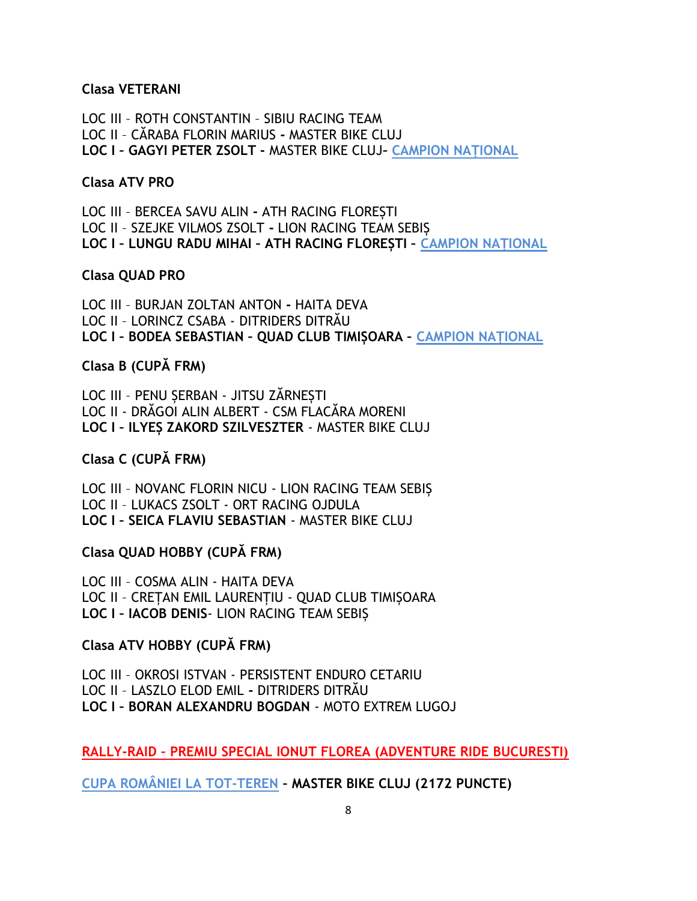**Clasa VETERANI**

LOC III – ROTH CONSTANTIN – SIBIU RACING TEAM
LOC II – CĂRABA FLORIN MARIUS **-** MASTER BIKE CLUJ
**LOC I – GAGYI PETER ZSOLT -** MASTER BIKE CLUJ**-** CAMPION NAȚIONAL

**Clasa ATV PRO**

LOC III – BERCEA SAVU ALIN **-** ATH RACING FLOREȘTI
LOC II – SZEJKE VILMOS ZSOLT **-** LION RACING TEAM SEBIȘ
**LOC I – LUNGU RADU MIHAI – ATH RACING FLOREȘTI –** CAMPION NAȚIONAL

**Clasa QUAD PRO**

LOC III – BURJAN ZOLTAN ANTON **-** HAITA DEVA
LOC II – LORINCZ CSABA - DITRIDERS DITRĂU
**LOC I – BODEA SEBASTIAN – QUAD CLUB TIMIȘOARA –** CAMPION NAȚIONAL

**Clasa B (CUPĂ FRM)**

LOC III – PENU ȘERBAN - JITSU ZĂRNEȘTI
LOC II - DRĂGOI ALIN ALBERT - CSM FLACĂRA MORENI
**LOC I – ILYEȘ ZAKORD SZILVESZTER** - MASTER BIKE CLUJ

**Clasa C (CUPĂ FRM)**

LOC III – NOVANC FLORIN NICU - LION RACING TEAM SEBIȘ
LOC II – LUKACS ZSOLT - ORT RACING OJDULA
**LOC I – SEICA FLAVIU SEBASTIAN** - MASTER BIKE CLUJ

**Clasa QUAD HOBBY (CUPĂ FRM)**

LOC III – COSMA ALIN - HAITA DEVA
LOC II – CREȚAN EMIL LAURENȚIU - QUAD CLUB TIMIȘOARA
**LOC I – IACOB DENIS**- LION RACING TEAM SEBIȘ

**Clasa ATV HOBBY (CUPĂ FRM)**

LOC III – OKROSI ISTVAN - PERSISTENT ENDURO CETARIU
LOC II – LASZLO ELOD EMIL **-** DITRIDERS DITRĂU
**LOC I – BORAN ALEXANDRU BOGDAN** - MOTO EXTREM LUGOJ

**RALLY-RAID – PREMIU SPECIAL IONUT FLOREA (ADVENTURE RIDE BUCURESTI)**

CUPA ROMÂNIEI LA TOT-TEREN **– MASTER BIKE CLUJ (2172 PUNCTE)**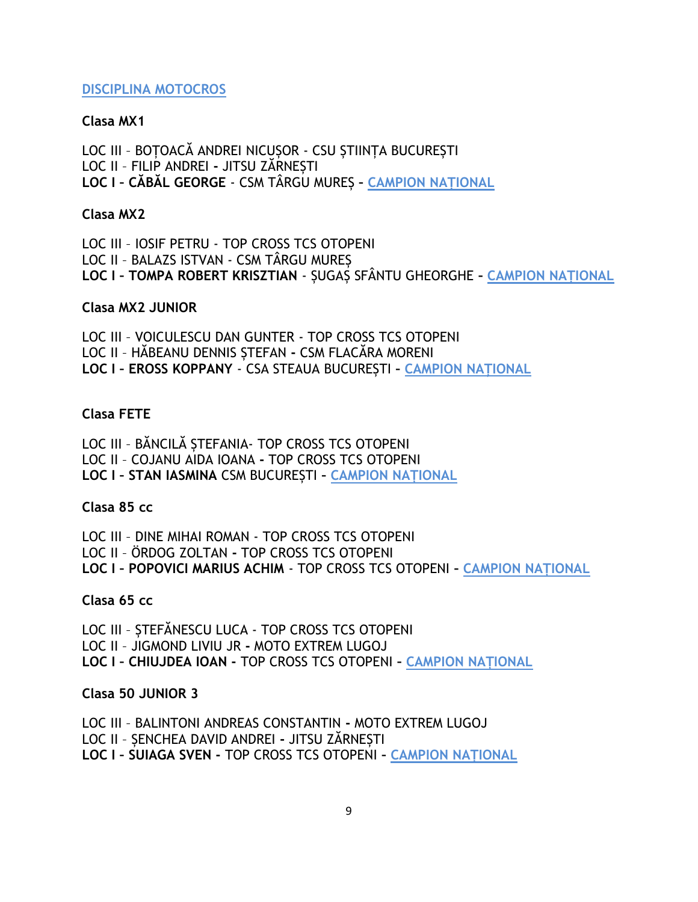## DISCIPLINA MOTOCROS

**Clasa MX1**

LOC III – BOȚOACĂ ANDREI NICUȘOR - CSU ȘTIINȚA BUCUREȘTI
LOC II – FILIP ANDREI **-** JITSU ZĂRNEȘTI
**LOC I – CĂBĂL GEORGE** - CSM TÂRGU MUREȘ **-** CAMPION NAȚIONAL

**Clasa MX2**

LOC III – IOSIF PETRU - TOP CROSS TCS OTOPENI
LOC II – BALAZS ISTVAN - CSM TÂRGU MUREȘ
**LOC I – TOMPA ROBERT KRISZTIAN** - ȘUGAȘ SFÂNTU GHEORGHE **-** CAMPION NAȚIONAL

**Clasa MX2 JUNIOR**

LOC III – VOICULESCU DAN GUNTER - TOP CROSS TCS OTOPENI
LOC II – HĂBEANU DENNIS ȘTEFAN **-** CSM FLACĂRA MORENI
**LOC I – EROSS KOPPANY** - CSA STEAUA BUCUREȘTI **-** CAMPION NAȚIONAL

**Clasa FETE**

LOC III – BĂNCILĂ ȘTEFANIA- TOP CROSS TCS OTOPENI
LOC II – COJANU AIDA IOANA **-** TOP CROSS TCS OTOPENI
**LOC I – STAN IASMINA** CSM BUCUREȘTI **-** CAMPION NAȚIONAL

**Clasa 85 cc**

LOC III – DINE MIHAI ROMAN - TOP CROSS TCS OTOPENI
LOC II – ÖRDOG ZOLTAN **-** TOP CROSS TCS OTOPENI
**LOC I – POPOVICI MARIUS ACHIM** - TOP CROSS TCS OTOPENI **-** CAMPION NAȚIONAL

**Clasa 65 cc**

LOC III – ȘTEFĂNESCU LUCA - TOP CROSS TCS OTOPENI
LOC II – JIGMOND LIVIU JR **-** MOTO EXTREM LUGOJ
**LOC I – CHIUJDEA IOAN -** TOP CROSS TCS OTOPENI **-** CAMPION NAȚIONAL

**Clasa 50 JUNIOR 3**

LOC III – BALINTONI ANDREAS CONSTANTIN **-** MOTO EXTREM LUGOJ
LOC II – ȘENCHEA DAVID ANDREI **-** JITSU ZĂRNEȘTI
**LOC I – SUIAGA SVEN -** TOP CROSS TCS OTOPENI **-** CAMPION NAȚIONAL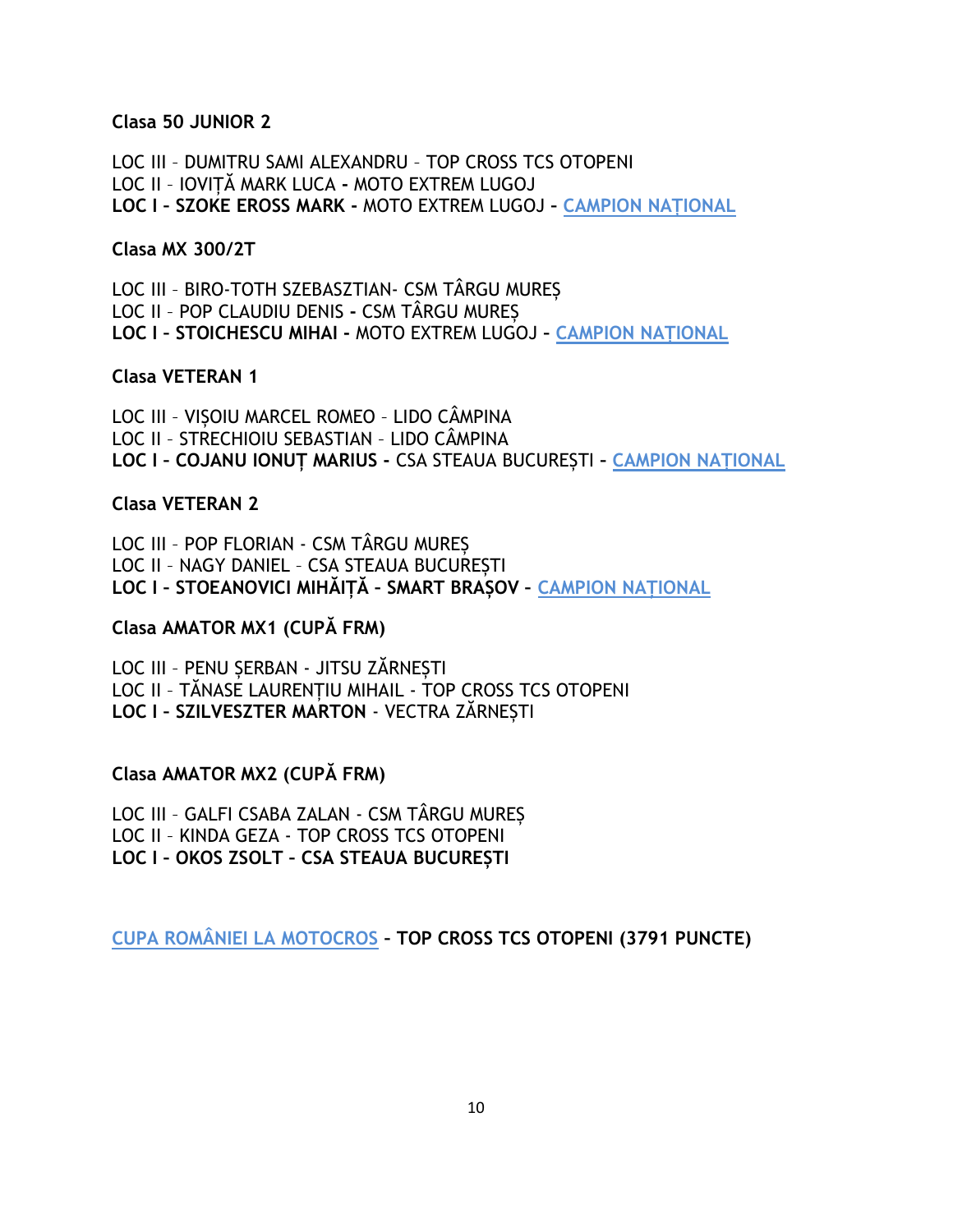**Clasa 50 JUNIOR 2**

LOC III – DUMITRU SAMI ALEXANDRU – TOP CROSS TCS OTOPENI
LOC II – IOVIȚĂ MARK LUCA - MOTO EXTREM LUGOJ
**LOC I – SZOKE EROSS MARK -** MOTO EXTREM LUGOJ – CAMPION NAȚIONAL

**Clasa MX 300/2T**

LOC III – BIRO-TOTH SZEBASZTIAN- CSM TÂRGU MUREȘ
LOC II – POP CLAUDIU DENIS - CSM TÂRGU MUREȘ
**LOC I – STOICHESCU MIHAI -** MOTO EXTREM LUGOJ – CAMPION NAȚIONAL

**Clasa VETERAN 1**

LOC III – VIȘOIU MARCEL ROMEO – LIDO CÂMPINA
LOC II – STRECHIOIU SEBASTIAN – LIDO CÂMPINA
**LOC I – COJANU IONUȚ MARIUS -** CSA STEAUA BUCUREȘTI – CAMPION NAȚIONAL

**Clasa VETERAN 2**

LOC III – POP FLORIAN - CSM TÂRGU MUREȘ
LOC II – NAGY DANIEL – CSA STEAUA BUCUREȘTI
**LOC I – STOEANOVICI MIHĂIȚĂ – SMART BRAȘOV –** CAMPION NAȚIONAL

**Clasa AMATOR MX1 (CUPĂ FRM)**

LOC III – PENU ȘERBAN - JITSU ZĂRNEȘTI
LOC II – TĂNASE LAURENȚIU MIHAIL - TOP CROSS TCS OTOPENI
**LOC I – SZILVESZTER MARTON** - VECTRA ZĂRNEȘTI

**Clasa AMATOR MX2 (CUPĂ FRM)**

LOC III – GALFI CSABA ZALAN - CSM TÂRGU MUREȘ
LOC II – KINDA GEZA - TOP CROSS TCS OTOPENI
**LOC I – OKOS ZSOLT – CSA STEAUA BUCUREȘTI**

CUPA ROMÂNIEI LA MOTOCROS **– TOP CROSS TCS OTOPENI (3791 PUNCTE)**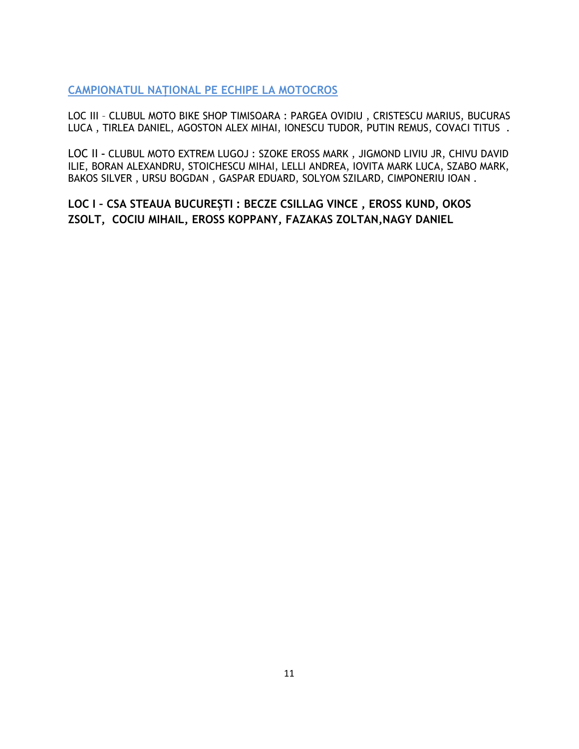## CAMPIONATUL NAȚIONAL PE ECHIPE LA MOTOCROS

LOC III – CLUBUL MOTO BIKE SHOP TIMISOARA : PARGEA OVIDIU , CRISTESCU MARIUS, BUCURAS LUCA , TIRLEA DANIEL, AGOSTON ALEX MIHAI, IONESCU TUDOR, PUTIN REMUS, COVACI TITUS .

LOC II – CLUBUL MOTO EXTREM LUGOJ : SZOKE EROSS MARK , JIGMOND LIVIU JR, CHIVU DAVID ILIE, BORAN ALEXANDRU, STOICHESCU MIHAI, LELLI ANDREA, IOVITA MARK LUCA, SZABO MARK, BAKOS SILVER , URSU BOGDAN , GASPAR EDUARD, SOLYOM SZILARD, CIMPONERIU IOAN .

**LOC I – CSA STEAUA BUCUREȘTI : BECZE CSILLAG VINCE , EROSS KUND, OKOS ZSOLT, COCIU MIHAIL, EROSS KOPPANY, FAZAKAS ZOLTAN,NAGY DANIEL**